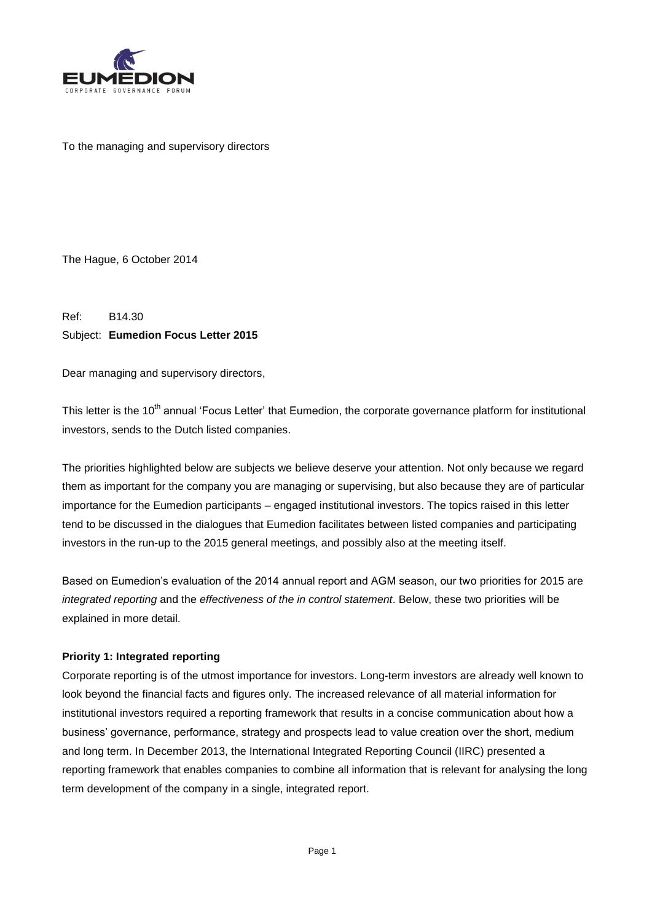To the managing and supervisory directors

The Hague, 6 October 2014

Ref: B14.30
Subject: **Eumedion Focus Letter 2015**

Dear managing and supervisory directors,

This letter is the 10th annual 'Focus Letter' that Eumedion, the corporate governance platform for institutional investors, sends to the Dutch listed companies.

The priorities highlighted below are subjects we believe deserve your attention. Not only because we regard them as important for the company you are managing or supervising, but also because they are of particular importance for the Eumedion participants – engaged institutional investors. The topics raised in this letter tend to be discussed in the dialogues that Eumedion facilitates between listed companies and participating investors in the run-up to the 2015 general meetings, and possibly also at the meeting itself.

Based on Eumedion's evaluation of the 2014 annual report and AGM season, our two priorities for 2015 are *integrated reporting* and the *effectiveness of the in control statement*. Below, these two priorities will be explained in more detail.

**Priority 1: Integrated reporting**

Corporate reporting is of the utmost importance for investors. Long-term investors are already well known to look beyond the financial facts and figures only. The increased relevance of all material information for institutional investors required a reporting framework that results in a concise communication about how a business' governance, performance, strategy and prospects lead to value creation over the short, medium and long term. In December 2013, the International Integrated Reporting Council (IIRC) presented a reporting framework that enables companies to combine all information that is relevant for analysing the long term development of the company in a single, integrated report.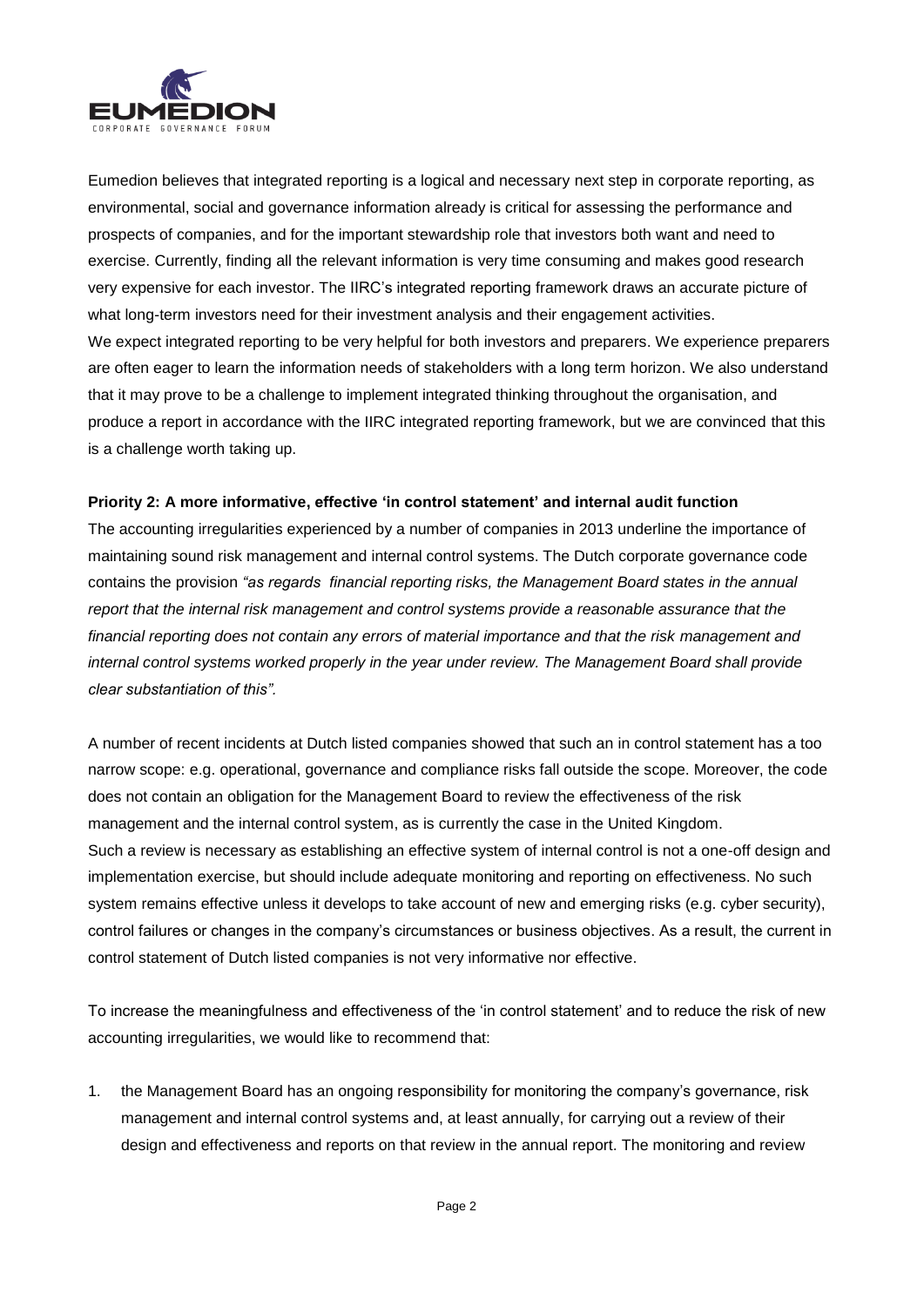Eumedion believes that integrated reporting is a logical and necessary next step in corporate reporting, as environmental, social and governance information already is critical for assessing the performance and prospects of companies, and for the important stewardship role that investors both want and need to exercise. Currently, finding all the relevant information is very time consuming and makes good research very expensive for each investor. The IIRC's integrated reporting framework draws an accurate picture of what long-term investors need for their investment analysis and their engagement activities.
We expect integrated reporting to be very helpful for both investors and preparers. We experience preparers are often eager to learn the information needs of stakeholders with a long term horizon. We also understand that it may prove to be a challenge to implement integrated thinking throughout the organisation, and produce a report in accordance with the IIRC integrated reporting framework, but we are convinced that this is a challenge worth taking up.

**Priority 2: A more informative, effective 'in control statement' and internal audit function**

The accounting irregularities experienced by a number of companies in 2013 underline the importance of maintaining sound risk management and internal control systems. The Dutch corporate governance code contains the provision *"as regards financial reporting risks, the Management Board states in the annual report that the internal risk management and control systems provide a reasonable assurance that the financial reporting does not contain any errors of material importance and that the risk management and internal control systems worked properly in the year under review. The Management Board shall provide clear substantiation of this"*.

A number of recent incidents at Dutch listed companies showed that such an in control statement has a too narrow scope: e.g. operational, governance and compliance risks fall outside the scope. Moreover, the code does not contain an obligation for the Management Board to review the effectiveness of the risk management and the internal control system, as is currently the case in the United Kingdom.
Such a review is necessary as establishing an effective system of internal control is not a one-off design and implementation exercise, but should include adequate monitoring and reporting on effectiveness. No such system remains effective unless it develops to take account of new and emerging risks (e.g. cyber security), control failures or changes in the company's circumstances or business objectives. As a result, the current in control statement of Dutch listed companies is not very informative nor effective.

To increase the meaningfulness and effectiveness of the 'in control statement' and to reduce the risk of new accounting irregularities, we would like to recommend that:

1. the Management Board has an ongoing responsibility for monitoring the company's governance, risk management and internal control systems and, at least annually, for carrying out a review of their design and effectiveness and reports on that review in the annual report. The monitoring and review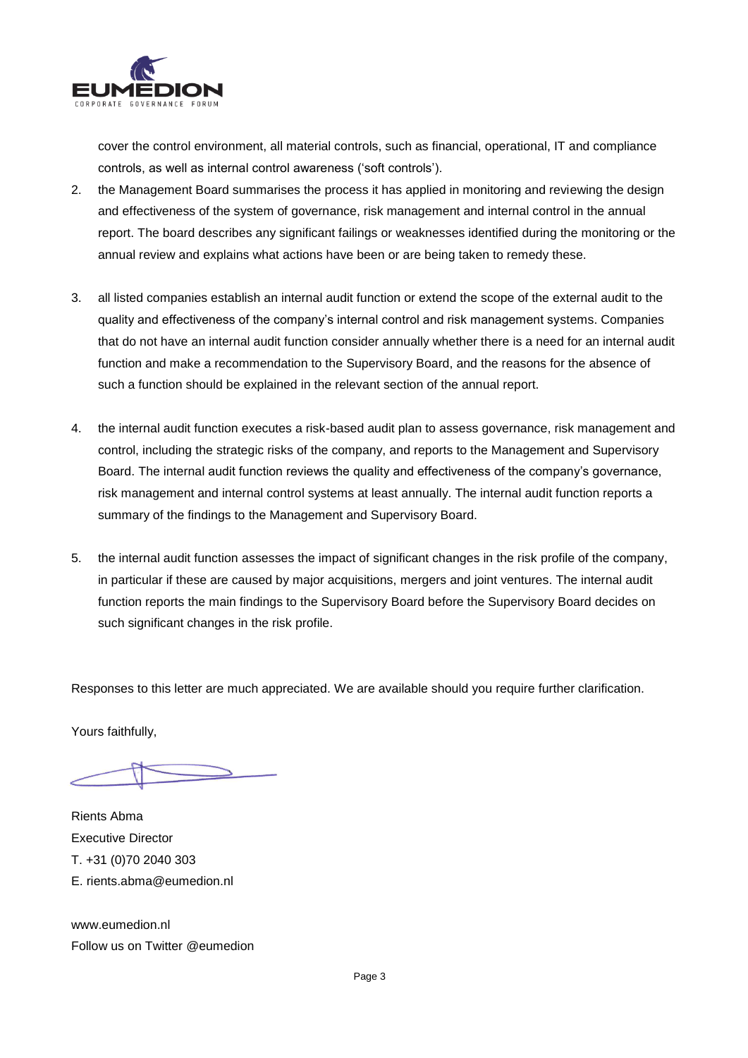cover the control environment, all material controls, such as financial, operational, IT and compliance controls, as well as internal control awareness ('soft controls').

2. the Management Board summarises the process it has applied in monitoring and reviewing the design and effectiveness of the system of governance, risk management and internal control in the annual report. The board describes any significant failings or weaknesses identified during the monitoring or the annual review and explains what actions have been or are being taken to remedy these.

3. all listed companies establish an internal audit function or extend the scope of the external audit to the quality and effectiveness of the company's internal control and risk management systems. Companies that do not have an internal audit function consider annually whether there is a need for an internal audit function and make a recommendation to the Supervisory Board, and the reasons for the absence of such a function should be explained in the relevant section of the annual report.

4. the internal audit function executes a risk-based audit plan to assess governance, risk management and control, including the strategic risks of the company, and reports to the Management and Supervisory Board. The internal audit function reviews the quality and effectiveness of the company's governance, risk management and internal control systems at least annually. The internal audit function reports a summary of the findings to the Management and Supervisory Board.

5. the internal audit function assesses the impact of significant changes in the risk profile of the company, in particular if these are caused by major acquisitions, mergers and joint ventures. The internal audit function reports the main findings to the Supervisory Board before the Supervisory Board decides on such significant changes in the risk profile.

Responses to this letter are much appreciated. We are available should you require further clarification.

Yours faithfully,

Rients Abma
Executive Director
T. +31 (0)70 2040 303
E. rients.abma@eumedion.nl

www.eumedion.nl
Follow us on Twitter @eumedion